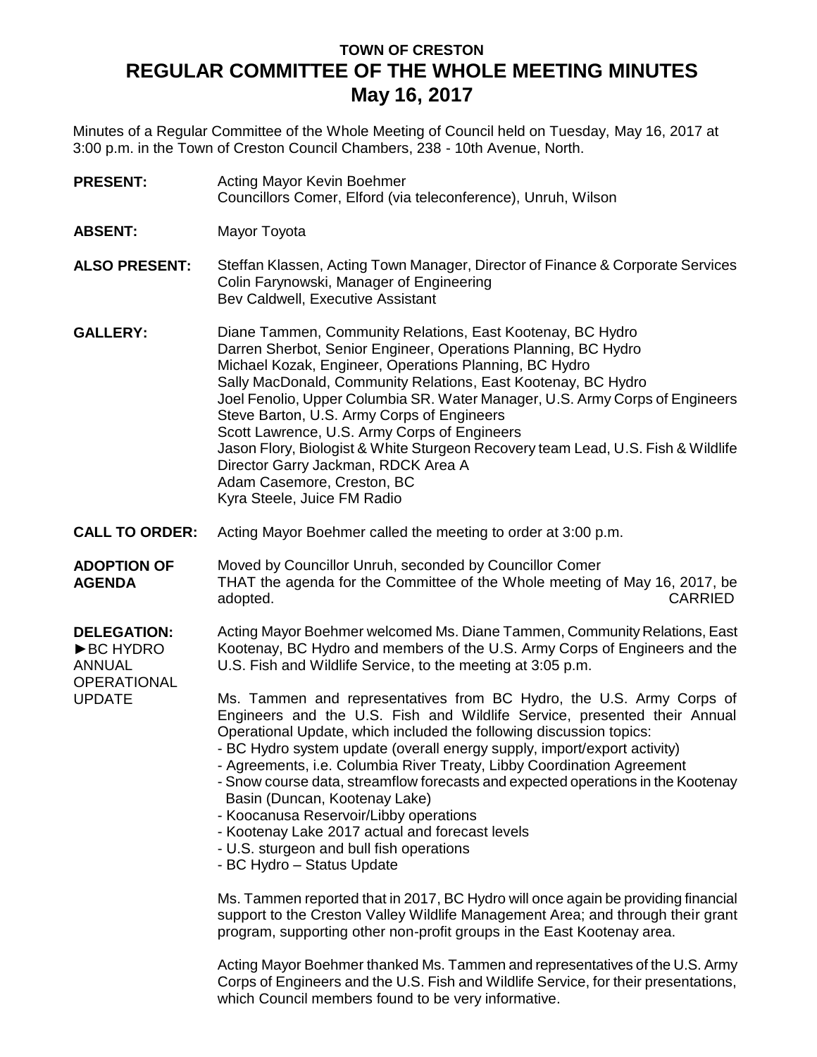# TOWN OF CRESTON

# REGULAR COMMITTEE OF THE WHOLE MEETING MINUTES

# May 16, 2017

Minutes of a Regular Committee of the Whole Meeting of Council held on Tuesday, May 16, 2017 at 3:00 p.m. in the Town of Creston Council Chambers, 238 - 10th Avenue, North.

**PRESENT:** Acting Mayor Kevin Boehmer
Councillors Comer, Elford (via teleconference), Unruh, Wilson

**ABSENT:** Mayor Toyota

**ALSO PRESENT:** Steffan Klassen, Acting Town Manager, Director of Finance & Corporate Services
Colin Farynowski, Manager of Engineering
Bev Caldwell, Executive Assistant

**GALLERY:** Diane Tammen, Community Relations, East Kootenay, BC Hydro
Darren Sherbot, Senior Engineer, Operations Planning, BC Hydro
Michael Kozak, Engineer, Operations Planning, BC Hydro
Sally MacDonald, Community Relations, East Kootenay, BC Hydro
Joel Fenolio, Upper Columbia SR. Water Manager, U.S. Army Corps of Engineers
Steve Barton, U.S. Army Corps of Engineers
Scott Lawrence, U.S. Army Corps of Engineers
Jason Flory, Biologist & White Sturgeon Recovery team Lead, U.S. Fish & Wildlife
Director Garry Jackman, RDCK Area A
Adam Casemore, Creston, BC
Kyra Steele, Juice FM Radio

**CALL TO ORDER:** Acting Mayor Boehmer called the meeting to order at 3:00 p.m.

**ADOPTION OF AGENDA**

Moved by Councillor Unruh, seconded by Councillor Comer
THAT the agenda for the Committee of the Whole meeting of May 16, 2017, be adopted. CARRIED

**DELEGATION:**
**►BC HYDRO ANNUAL OPERATIONAL UPDATE**

Acting Mayor Boehmer welcomed Ms. Diane Tammen, Community Relations, East Kootenay, BC Hydro and members of the U.S. Army Corps of Engineers and the U.S. Fish and Wildlife Service, to the meeting at 3:05 p.m.

Ms. Tammen and representatives from BC Hydro, the U.S. Army Corps of Engineers and the U.S. Fish and Wildlife Service, presented their Annual Operational Update, which included the following discussion topics:

- BC Hydro system update (overall energy supply, import/export activity)
- Agreements, i.e. Columbia River Treaty, Libby Coordination Agreement
- Snow course data, streamflow forecasts and expected operations in the Kootenay Basin (Duncan, Kootenay Lake)
- Koocanusa Reservoir/Libby operations
- Kootenay Lake 2017 actual and forecast levels
- U.S. sturgeon and bull fish operations
- BC Hydro – Status Update

Ms. Tammen reported that in 2017, BC Hydro will once again be providing financial support to the Creston Valley Wildlife Management Area; and through their grant program, supporting other non-profit groups in the East Kootenay area.

Acting Mayor Boehmer thanked Ms. Tammen and representatives of the U.S. Army Corps of Engineers and the U.S. Fish and Wildlife Service, for their presentations, which Council members found to be very informative.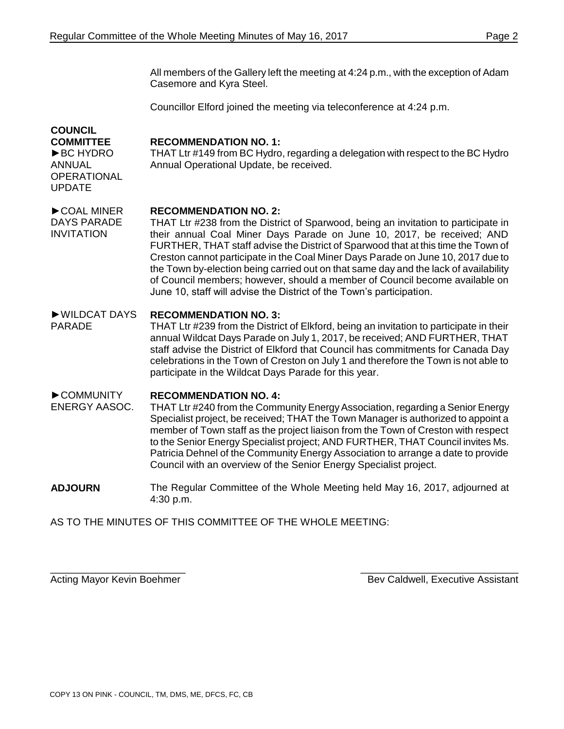All members of the Gallery left the meeting at 4:24 p.m., with the exception of Adam Casemore and Kyra Steel.

Councillor Elford joined the meeting via teleconference at 4:24 p.m.

**COUNCIL COMMITTEE**

►BC HYDRO ANNUAL OPERATIONAL UPDATE

**RECOMMENDATION NO. 1:**
THAT Ltr #149 from BC Hydro, regarding a delegation with respect to the BC Hydro Annual Operational Update, be received.

►COAL MINER DAYS PARADE INVITATION

**RECOMMENDATION NO. 2:**
THAT Ltr #238 from the District of Sparwood, being an invitation to participate in their annual Coal Miner Days Parade on June 10, 2017, be received; AND FURTHER, THAT staff advise the District of Sparwood that at this time the Town of Creston cannot participate in the Coal Miner Days Parade on June 10, 2017 due to the Town by-election being carried out on that same day and the lack of availability of Council members; however, should a member of Council become available on June 10, staff will advise the District of the Town's participation.

►WILDCAT DAYS PARADE

**RECOMMENDATION NO. 3:**
THAT Ltr #239 from the District of Elkford, being an invitation to participate in their annual Wildcat Days Parade on July 1, 2017, be received; AND FURTHER, THAT staff advise the District of Elkford that Council has commitments for Canada Day celebrations in the Town of Creston on July 1 and therefore the Town is not able to participate in the Wildcat Days Parade for this year.

►COMMUNITY ENERGY AASOC.

**RECOMMENDATION NO. 4:**
THAT Ltr #240 from the Community Energy Association, regarding a Senior Energy Specialist project, be received; THAT the Town Manager is authorized to appoint a member of Town staff as the project liaison from the Town of Creston with respect to the Senior Energy Specialist project; AND FURTHER, THAT Council invites Ms. Patricia Dehnel of the Community Energy Association to arrange a date to provide Council with an overview of the Senior Energy Specialist project.

**ADJOURN**

The Regular Committee of the Whole Meeting held May 16, 2017, adjourned at 4:30 p.m.

AS TO THE MINUTES OF THIS COMMITTEE OF THE WHOLE MEETING:

\_\_\_\_\_\_\_\_\_\_\_\_\_\_\_\_\_\_\_\_\_\_\_\_\_\_\_
Acting Mayor Kevin Boehmer

\_\_\_\_\_\_\_\_\_\_\_\_\_\_\_\_\_\_\_\_\_\_\_\_\_\_\_
Bev Caldwell, Executive Assistant

COPY 13 ON PINK - COUNCIL, TM, DMS, ME, DFCS, FC, CB